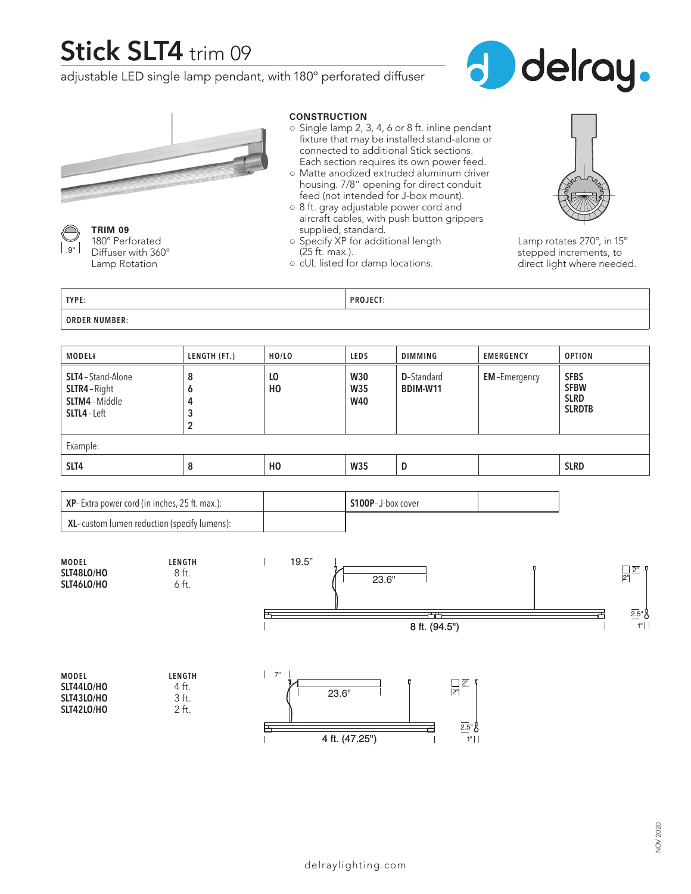# Stick SLT4 trim 09

adjustable LED single lamp pendant, with 180° perforated diffuser

delray.

**TRIM 09**
180° Perforated Diffuser with 360° Lamp Rotation

.9"

## CONSTRUCTION

- Single lamp 2, 3, 4, 6 or 8 ft. inline pendant fixture that may be installed stand-alone or connected to additional Stick sections. Each section requires its own power feed.
- Matte anodized extruded aluminum driver housing. 7/8" opening for direct conduit feed (not intended for J-box mount).
- 8 ft. gray adjustable power cord and aircraft cables, with push button grippers supplied, standard.
- Specify XP for additional length (25 ft. max.).
- cUL listed for damp locations.

Lamp rotates 270°, in 15° stepped increments, to direct light where needed.

| TYPE: | PROJECT: |
|---|---|
| ORDER NUMBER: | |

| MODEL# | LENGTH (FT.) | HO/LO | LEDS | DIMMING | EMERGENCY | OPTION |
|---|---|---|---|---|---|---|
| **SLT4** – Stand-Alone<br>**SLTR4** – Right<br>**SLTM4** – Middle<br>**SLTL4** – Left | 8<br>6<br>4<br>3<br>2 | LO<br>HO | W30<br>W35<br>W40 | **D**-Standard<br>**BDIM-W11** | **EM**-Emergency | **SFBS**<br>**SFBW**<br>**SLRD**<br>**SLRDTB** |
| Example: | | | | | | |
| SLT4 | 8 | HO | W35 | D | | SLRD |

| | | | |
|---|---|---|---|
| **XP**– Extra power cord (in inches, 25 ft. max.): | | **S100P**– J-box cover | |
| **XL**– custom lumen reduction (specify lumens): | | | |

| MODEL | LENGTH |
|---|---|
| **SLT48LO/HO** | 8 ft. |
| **SLT46LO/HO** | 6 ft. |

19.5" | 23.6" | 8 ft. (94.5") | 2" | 2" | 2.5" | 1"

| MODEL | LENGTH |
|---|---|
| **SLT44LO/HO** | 4 ft. |
| **SLT43LO/HO** | 3 ft. |
| **SLT42LO/HO** | 2 ft. |

7" | 23.6" | 4 ft. (47.25") | 2" | 2" | 2.5" | 1"

NOV 2020

delraylighting.com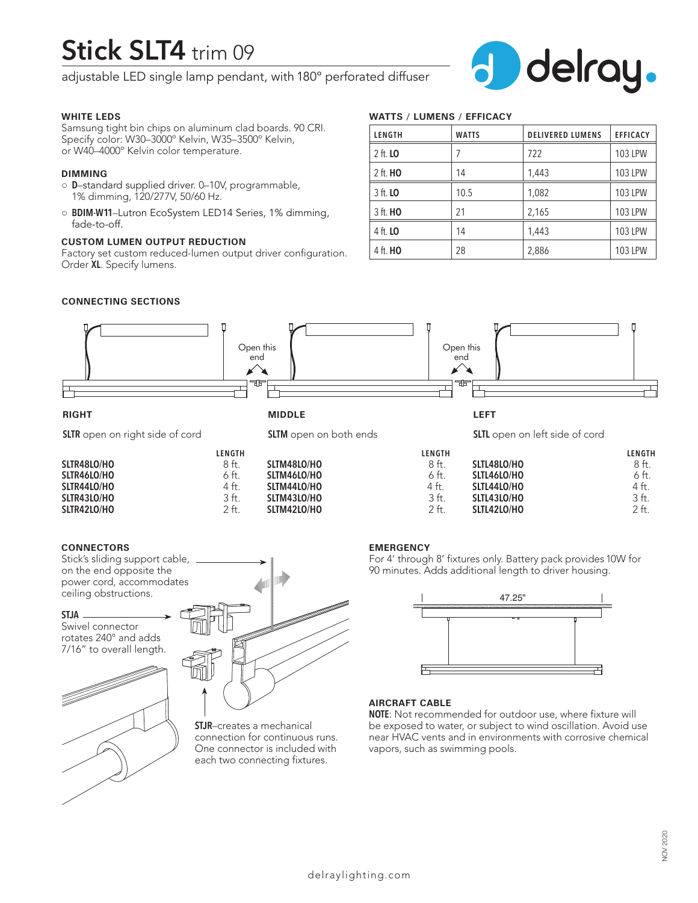# Stick SLT4 trim 09

adjustable LED single lamp pendant, with 180° perforated diffuser

### WHITE LEDS

Samsung tight bin chips on aluminum clad boards. 90 CRI. Specify color: W30–3000° Kelvin, W35–3500° Kelvin, or W40–4000° Kelvin color temperature.

### DIMMING

- **D**–standard supplied driver. 0–10V, programmable, 1% dimming, 120/277V, 50/60 Hz.
- **BDIM-W11**–Lutron EcoSystem LED14 Series, 1% dimming, fade-to-off.

### CUSTOM LUMEN OUTPUT REDUCTION

Factory set custom reduced-lumen output driver configuration. Order **XL**. Specify lumens.

### WATTS / LUMENS / EFFICACY

| LENGTH | WATTS | DELIVERED LUMENS | EFFICACY |
|---|---|---|---|
| 2 ft. **LO** | 7 | 722 | 103 LPW |
| 2 ft. **HO** | 14 | 1,443 | 103 LPW |
| 3 ft. **LO** | 10.5 | 1,082 | 103 LPW |
| 3 ft. **HO** | 21 | 2,165 | 103 LPW |
| 4 ft. **LO** | 14 | 1,443 | 103 LPW |
| 4 ft. **HO** | 28 | 2,886 | 103 LPW |

### CONNECTING SECTIONS

Open this end

Open this end

**RIGHT**

**SLTR** open on right side of cord

| | LENGTH |
|---|---|
| **SLTR48LO/HO** | 8 ft. |
| **SLTR46LO/HO** | 6 ft. |
| **SLTR44LO/HO** | 4 ft. |
| **SLTR43LO/HO** | 3 ft. |
| **SLTR42LO/HO** | 2 ft. |

**MIDDLE**

**SLTM** open on both ends

| | LENGTH |
|---|---|
| **SLTM48LO/HO** | 8 ft. |
| **SLTM46LO/HO** | 6 ft. |
| **SLTM44LO/HO** | 4 ft. |
| **SLTM43LO/HO** | 3 ft. |
| **SLTM42LO/HO** | 2 ft. |

**LEFT**

**SLTL** open on left side of cord

| | LENGTH |
|---|---|
| **SLTL48LO/HO** | 8 ft. |
| **SLTL46LO/HO** | 6 ft. |
| **SLTL44LO/HO** | 4 ft. |
| **SLTL43LO/HO** | 3 ft. |
| **SLTL42LO/HO** | 2 ft. |

### CONNECTORS

Stick's sliding support cable, on the end opposite the power cord, accommodates ceiling obstructions.

**STJA**
Swivel connector rotates 240° and adds 7/16" to overall length.

**STJR**–creates a mechanical connection for continuous runs. One connector is included with each two connecting fixtures.

### EMERGENCY

For 4' through 8' fixtures only. Battery pack provides 10W for 90 minutes. Adds additional length to driver housing.

47.25"

### AIRCRAFT CABLE

**NOTE**: Not recommended for outdoor use, where fixture will be exposed to water, or subject to wind oscillation. Avoid use near HVAC vents and in environments with corrosive chemical vapors, such as swimming pools.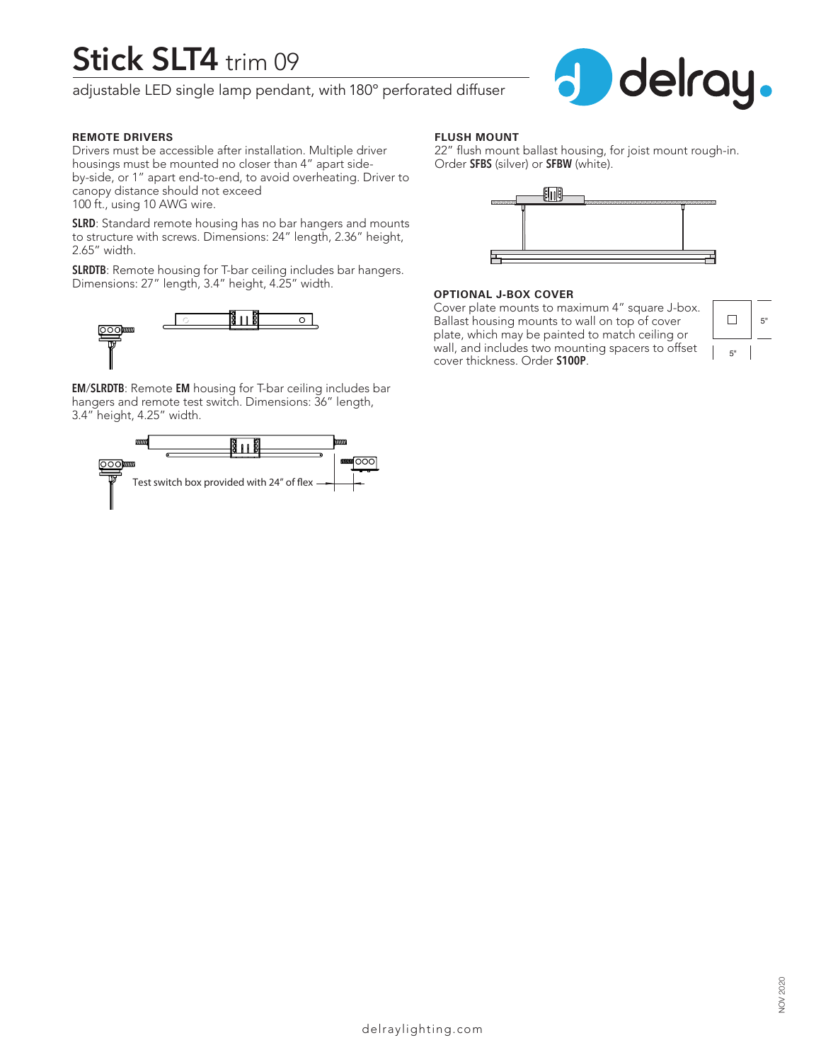# Stick SLT4 trim 09

adjustable LED single lamp pendant, with 180° perforated diffuser

### REMOTE DRIVERS

Drivers must be accessible after installation. Multiple driver housings must be mounted no closer than 4" apart side-by-side, or 1" apart end-to-end, to avoid overheating. Driver to canopy distance should not exceed 100 ft., using 10 AWG wire.

**SLRD**: Standard remote housing has no bar hangers and mounts to structure with screws. Dimensions: 24" length, 2.36" height, 2.65" width.

**SLRDTB**: Remote housing for T-bar ceiling includes bar hangers. Dimensions: 27" length, 3.4" height, 4.25" width.

**EM**/**SLRDTB**: Remote **EM** housing for T-bar ceiling includes bar hangers and remote test switch. Dimensions: 36" length, 3.4" height, 4.25" width.

Test switch box provided with 24" of flex

### FLUSH MOUNT

22" flush mount ballast housing, for joist mount rough-in. Order **SFBS** (silver) or **SFBW** (white).

### OPTIONAL J-BOX COVER

Cover plate mounts to maximum 4" square J-box. Ballast housing mounts to wall on top of cover plate, which may be painted to match ceiling or wall, and includes two mounting spacers to offset cover thickness. Order **S100P**.

5"

5"